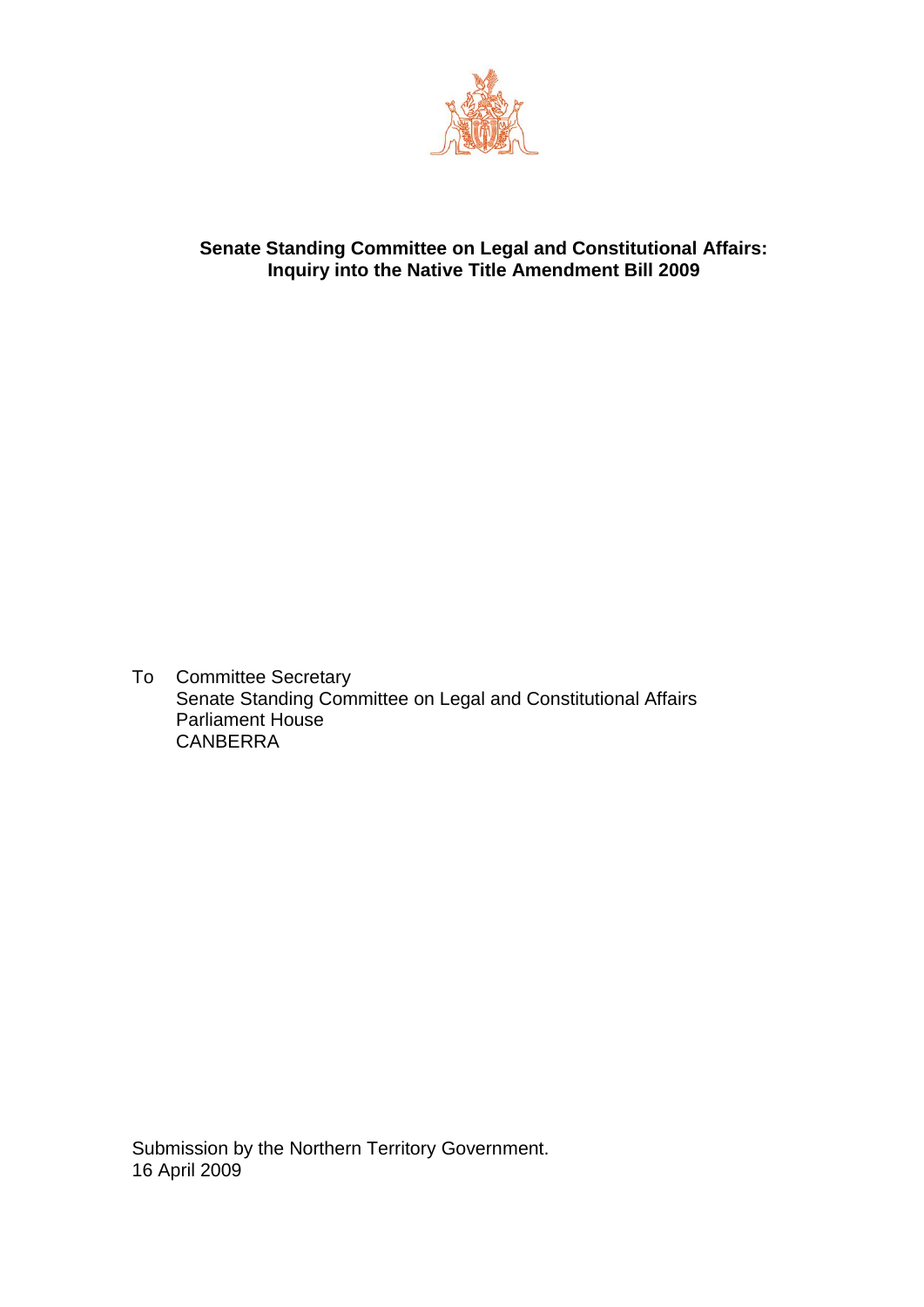**Senate Standing Committee on Legal and Constitutional Affairs: Inquiry into the Native Title Amendment Bill 2009**

To Committee Secretary
Senate Standing Committee on Legal and Constitutional Affairs
Parliament House
CANBERRA

Submission by the Northern Territory Government.
16 April 2009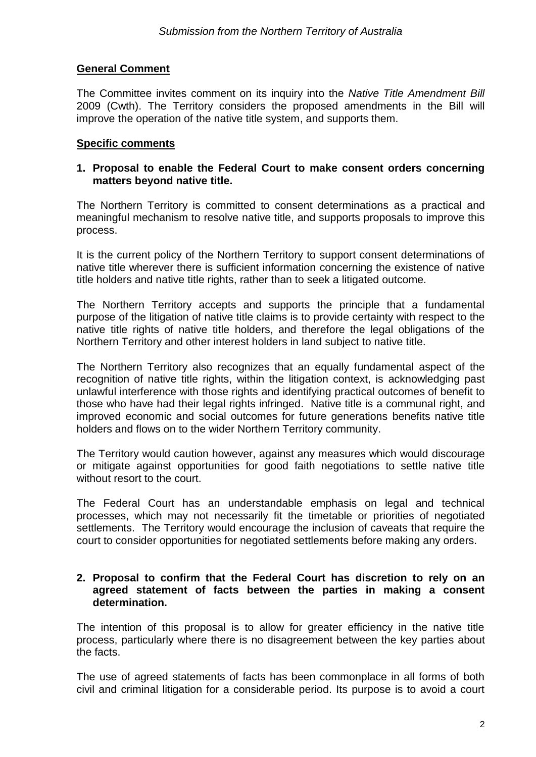## General Comment

The Committee invites comment on its inquiry into the *Native Title Amendment Bill* 2009 (Cwth). The Territory considers the proposed amendments in the Bill will improve the operation of the native title system, and supports them.

## Specific comments

**1. Proposal to enable the Federal Court to make consent orders concerning matters beyond native title.**

The Northern Territory is committed to consent determinations as a practical and meaningful mechanism to resolve native title, and supports proposals to improve this process.

It is the current policy of the Northern Territory to support consent determinations of native title wherever there is sufficient information concerning the existence of native title holders and native title rights, rather than to seek a litigated outcome.

The Northern Territory accepts and supports the principle that a fundamental purpose of the litigation of native title claims is to provide certainty with respect to the native title rights of native title holders, and therefore the legal obligations of the Northern Territory and other interest holders in land subject to native title.

The Northern Territory also recognizes that an equally fundamental aspect of the recognition of native title rights, within the litigation context, is acknowledging past unlawful interference with those rights and identifying practical outcomes of benefit to those who have had their legal rights infringed. Native title is a communal right, and improved economic and social outcomes for future generations benefits native title holders and flows on to the wider Northern Territory community.

The Territory would caution however, against any measures which would discourage or mitigate against opportunities for good faith negotiations to settle native title without resort to the court.

The Federal Court has an understandable emphasis on legal and technical processes, which may not necessarily fit the timetable or priorities of negotiated settlements. The Territory would encourage the inclusion of caveats that require the court to consider opportunities for negotiated settlements before making any orders.

**2. Proposal to confirm that the Federal Court has discretion to rely on an agreed statement of facts between the parties in making a consent determination.**

The intention of this proposal is to allow for greater efficiency in the native title process, particularly where there is no disagreement between the key parties about the facts.

The use of agreed statements of facts has been commonplace in all forms of both civil and criminal litigation for a considerable period. Its purpose is to avoid a court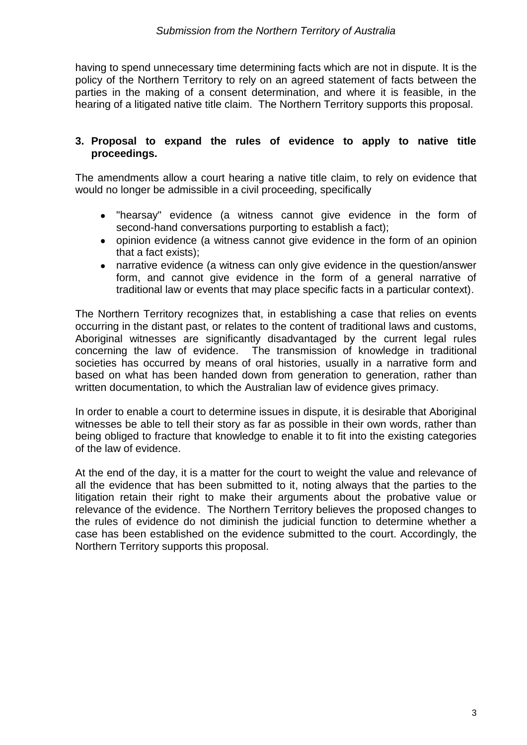having to spend unnecessary time determining facts which are not in dispute. It is the policy of the Northern Territory to rely on an agreed statement of facts between the parties in the making of a consent determination, and where it is feasible, in the hearing of a litigated native title claim. The Northern Territory supports this proposal.

**3. Proposal to expand the rules of evidence to apply to native title proceedings.**

The amendments allow a court hearing a native title claim, to rely on evidence that would no longer be admissible in a civil proceeding, specifically

- "hearsay" evidence (a witness cannot give evidence in the form of second-hand conversations purporting to establish a fact);
- opinion evidence (a witness cannot give evidence in the form of an opinion that a fact exists);
- narrative evidence (a witness can only give evidence in the question/answer form, and cannot give evidence in the form of a general narrative of traditional law or events that may place specific facts in a particular context).

The Northern Territory recognizes that, in establishing a case that relies on events occurring in the distant past, or relates to the content of traditional laws and customs, Aboriginal witnesses are significantly disadvantaged by the current legal rules concerning the law of evidence. The transmission of knowledge in traditional societies has occurred by means of oral histories, usually in a narrative form and based on what has been handed down from generation to generation, rather than written documentation, to which the Australian law of evidence gives primacy.

In order to enable a court to determine issues in dispute, it is desirable that Aboriginal witnesses be able to tell their story as far as possible in their own words, rather than being obliged to fracture that knowledge to enable it to fit into the existing categories of the law of evidence.

At the end of the day, it is a matter for the court to weight the value and relevance of all the evidence that has been submitted to it, noting always that the parties to the litigation retain their right to make their arguments about the probative value or relevance of the evidence. The Northern Territory believes the proposed changes to the rules of evidence do not diminish the judicial function to determine whether a case has been established on the evidence submitted to the court. Accordingly, the Northern Territory supports this proposal.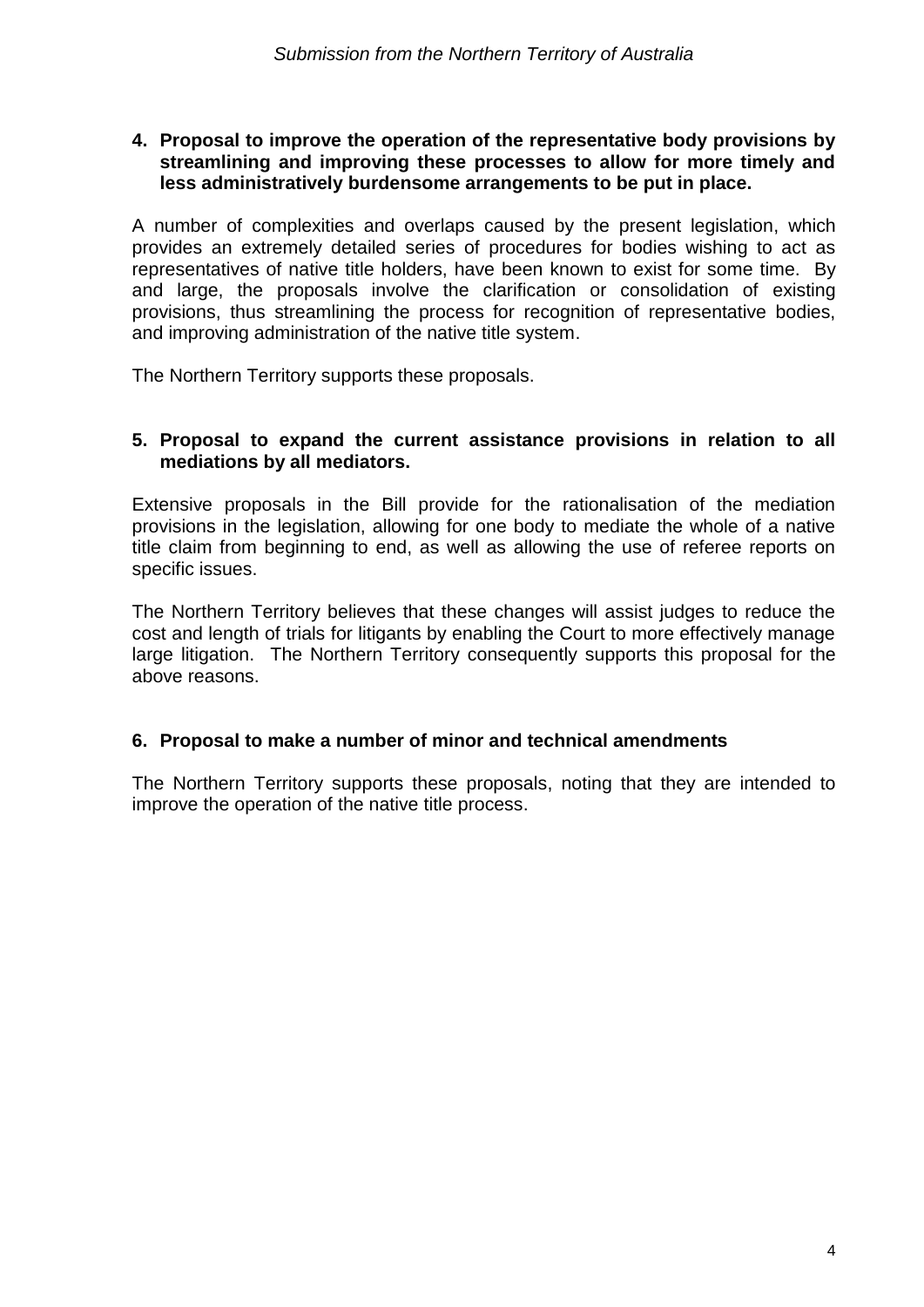**4. Proposal to improve the operation of the representative body provisions by streamlining and improving these processes to allow for more timely and less administratively burdensome arrangements to be put in place.**

A number of complexities and overlaps caused by the present legislation, which provides an extremely detailed series of procedures for bodies wishing to act as representatives of native title holders, have been known to exist for some time. By and large, the proposals involve the clarification or consolidation of existing provisions, thus streamlining the process for recognition of representative bodies, and improving administration of the native title system.

The Northern Territory supports these proposals.

**5. Proposal to expand the current assistance provisions in relation to all mediations by all mediators.**

Extensive proposals in the Bill provide for the rationalisation of the mediation provisions in the legislation, allowing for one body to mediate the whole of a native title claim from beginning to end, as well as allowing the use of referee reports on specific issues.

The Northern Territory believes that these changes will assist judges to reduce the cost and length of trials for litigants by enabling the Court to more effectively manage large litigation. The Northern Territory consequently supports this proposal for the above reasons.

**6. Proposal to make a number of minor and technical amendments**

The Northern Territory supports these proposals, noting that they are intended to improve the operation of the native title process.